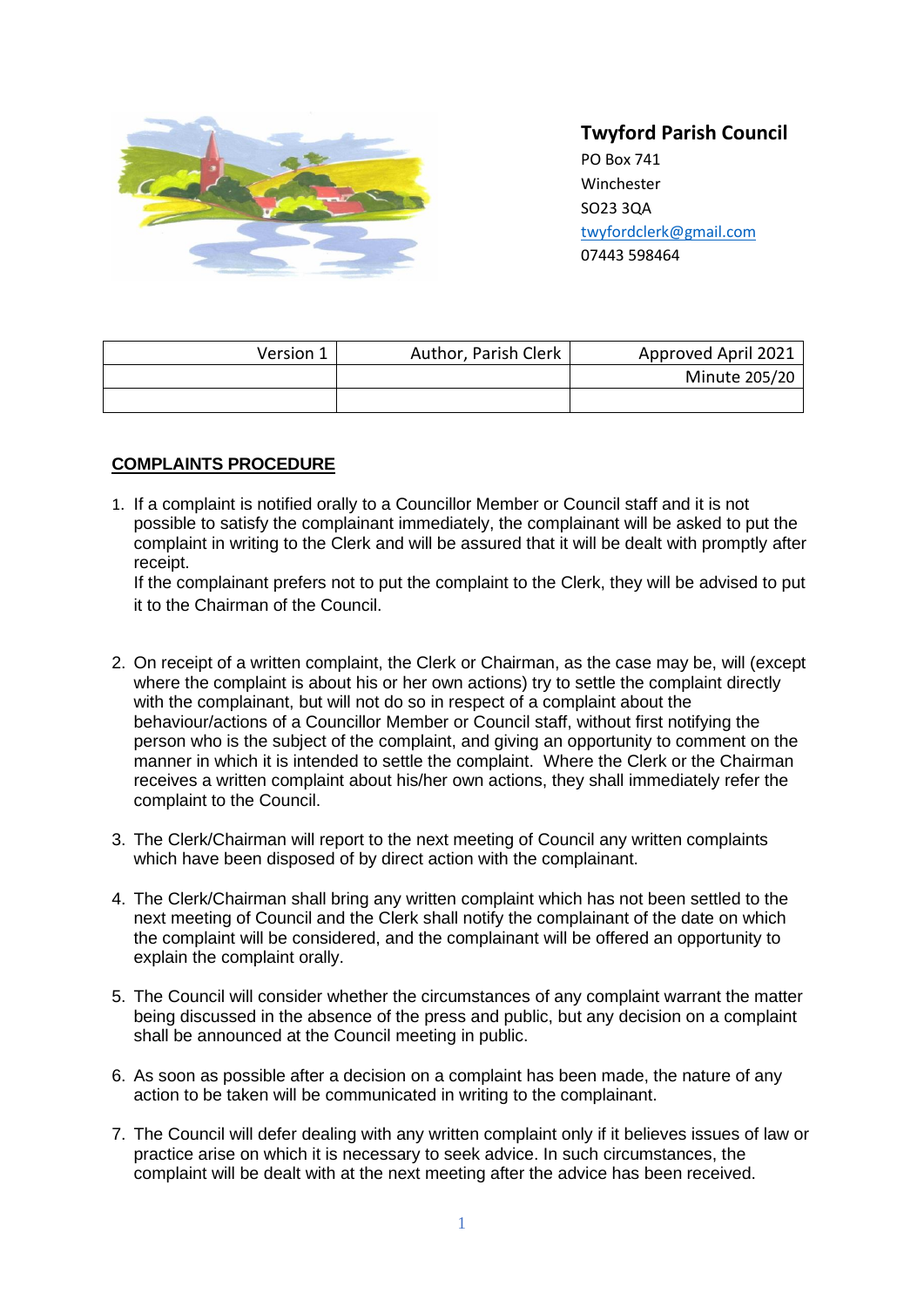**Twyford Parish Council**
PO Box 741
Winchester
SO23 3QA
twyfordclerk@gmail.com
07443 598464

| Version 1 | Author, Parish Clerk | Approved April 2021 |
|---|---|---|
| | | Minute 205/20 |
| | | |

## COMPLAINTS PROCEDURE

1. If a complaint is notified orally to a Councillor Member or Council staff and it is not possible to satisfy the complainant immediately, the complainant will be asked to put the complaint in writing to the Clerk and will be assured that it will be dealt with promptly after receipt.
   If the complainant prefers not to put the complaint to the Clerk, they will be advised to put it to the Chairman of the Council.

2. On receipt of a written complaint, the Clerk or Chairman, as the case may be, will (except where the complaint is about his or her own actions) try to settle the complaint directly with the complainant, but will not do so in respect of a complaint about the behaviour/actions of a Councillor Member or Council staff, without first notifying the person who is the subject of the complaint, and giving an opportunity to comment on the manner in which it is intended to settle the complaint. Where the Clerk or the Chairman receives a written complaint about his/her own actions, they shall immediately refer the complaint to the Council.

3. The Clerk/Chairman will report to the next meeting of Council any written complaints which have been disposed of by direct action with the complainant.

4. The Clerk/Chairman shall bring any written complaint which has not been settled to the next meeting of Council and the Clerk shall notify the complainant of the date on which the complaint will be considered, and the complainant will be offered an opportunity to explain the complaint orally.

5. The Council will consider whether the circumstances of any complaint warrant the matter being discussed in the absence of the press and public, but any decision on a complaint shall be announced at the Council meeting in public.

6. As soon as possible after a decision on a complaint has been made, the nature of any action to be taken will be communicated in writing to the complainant.

7. The Council will defer dealing with any written complaint only if it believes issues of law or practice arise on which it is necessary to seek advice. In such circumstances, the complaint will be dealt with at the next meeting after the advice has been received.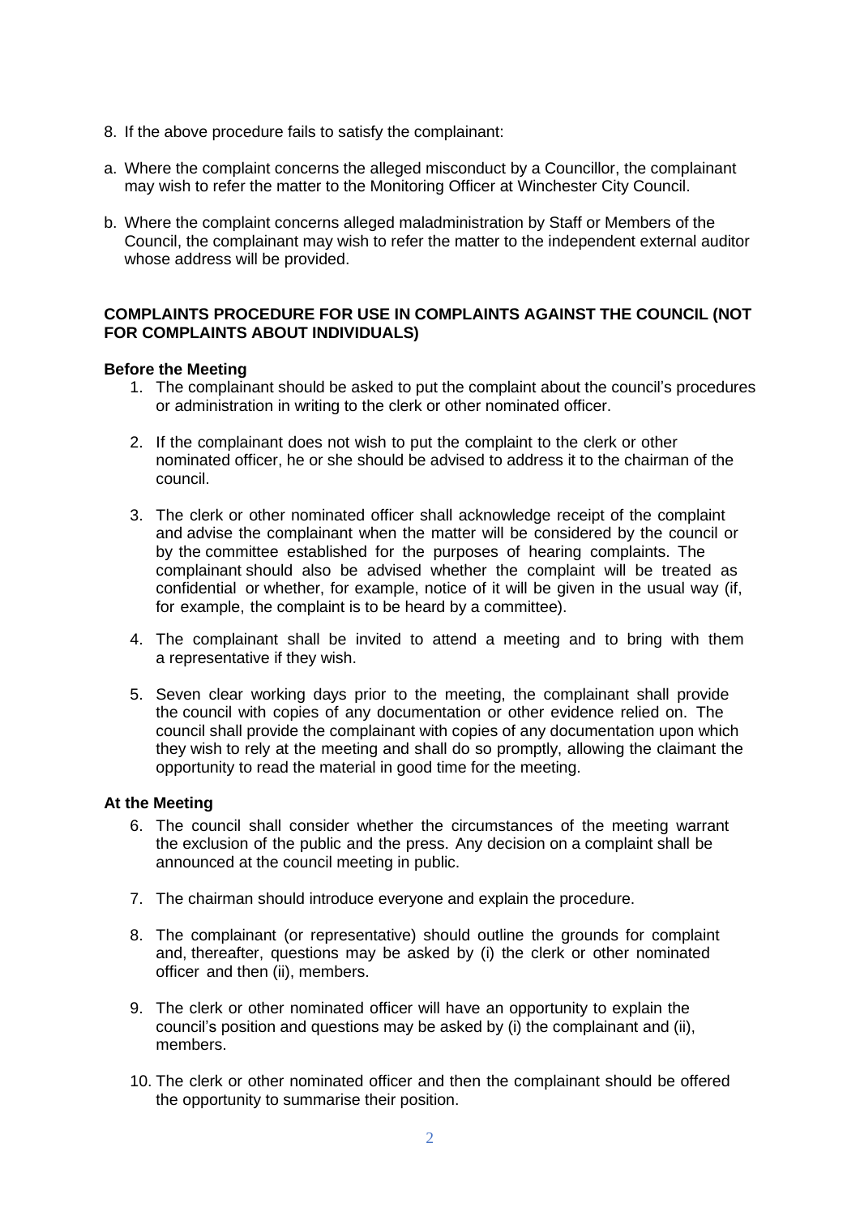8. If the above procedure fails to satisfy the complainant:

a. Where the complaint concerns the alleged misconduct by a Councillor, the complainant may wish to refer the matter to the Monitoring Officer at Winchester City Council.

b. Where the complaint concerns alleged maladministration by Staff or Members of the Council, the complainant may wish to refer the matter to the independent external auditor whose address will be provided.

## COMPLAINTS PROCEDURE FOR USE IN COMPLAINTS AGAINST THE COUNCIL (NOT FOR COMPLAINTS ABOUT INDIVIDUALS)

### Before the Meeting

1. The complainant should be asked to put the complaint about the council's procedures or administration in writing to the clerk or other nominated officer.

2. If the complainant does not wish to put the complaint to the clerk or other nominated officer, he or she should be advised to address it to the chairman of the council.

3. The clerk or other nominated officer shall acknowledge receipt of the complaint and advise the complainant when the matter will be considered by the council or by the committee established for the purposes of hearing complaints. The complainant should also be advised whether the complaint will be treated as confidential or whether, for example, notice of it will be given in the usual way (if, for example, the complaint is to be heard by a committee).

4. The complainant shall be invited to attend a meeting and to bring with them a representative if they wish.

5. Seven clear working days prior to the meeting, the complainant shall provide the council with copies of any documentation or other evidence relied on. The council shall provide the complainant with copies of any documentation upon which they wish to rely at the meeting and shall do so promptly, allowing the claimant the opportunity to read the material in good time for the meeting.

### At the Meeting

6. The council shall consider whether the circumstances of the meeting warrant the exclusion of the public and the press. Any decision on a complaint shall be announced at the council meeting in public.

7. The chairman should introduce everyone and explain the procedure.

8. The complainant (or representative) should outline the grounds for complaint and, thereafter, questions may be asked by (i) the clerk or other nominated officer and then (ii), members.

9. The clerk or other nominated officer will have an opportunity to explain the council's position and questions may be asked by (i) the complainant and (ii), members.

10. The clerk or other nominated officer and then the complainant should be offered the opportunity to summarise their position.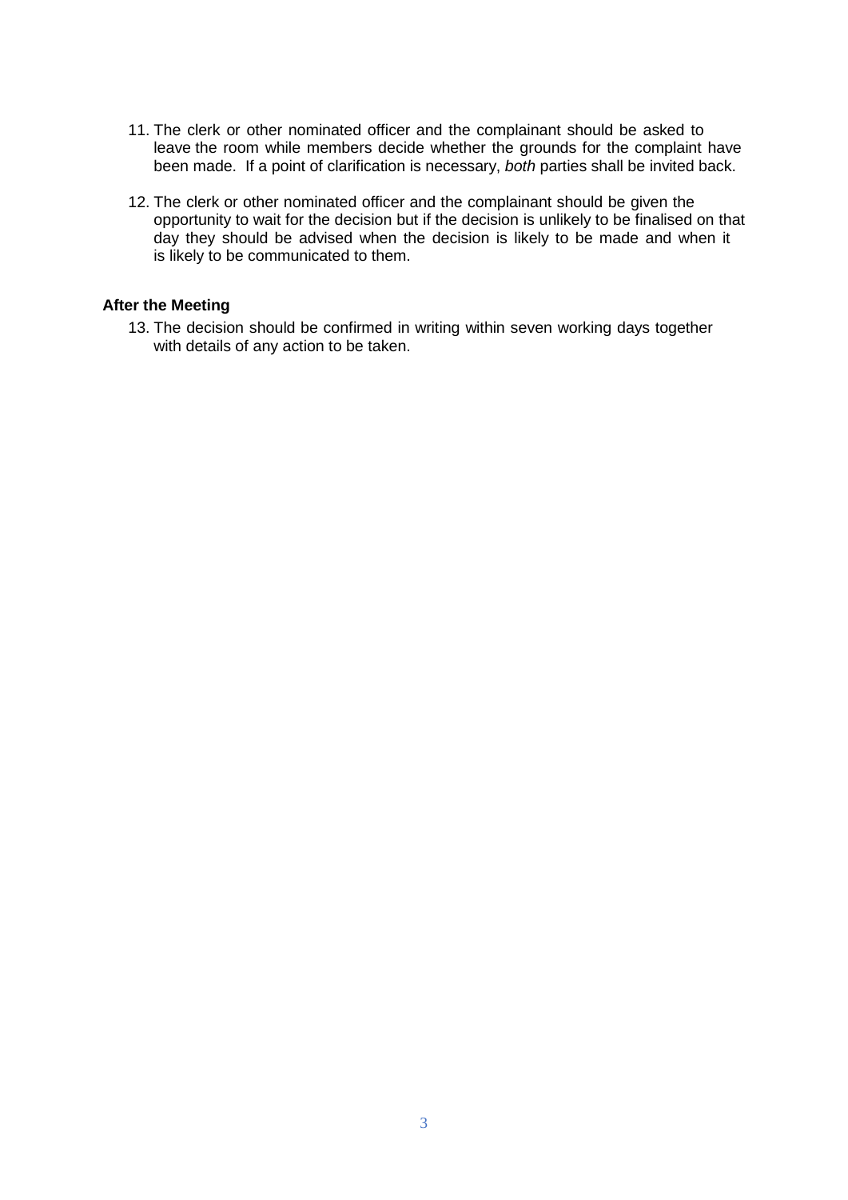11. The clerk or other nominated officer and the complainant should be asked to leave the room while members decide whether the grounds for the complaint have been made. If a point of clarification is necessary, *both* parties shall be invited back.

12. The clerk or other nominated officer and the complainant should be given the opportunity to wait for the decision but if the decision is unlikely to be finalised on that day they should be advised when the decision is likely to be made and when it is likely to be communicated to them.

**After the Meeting**

13. The decision should be confirmed in writing within seven working days together with details of any action to be taken.